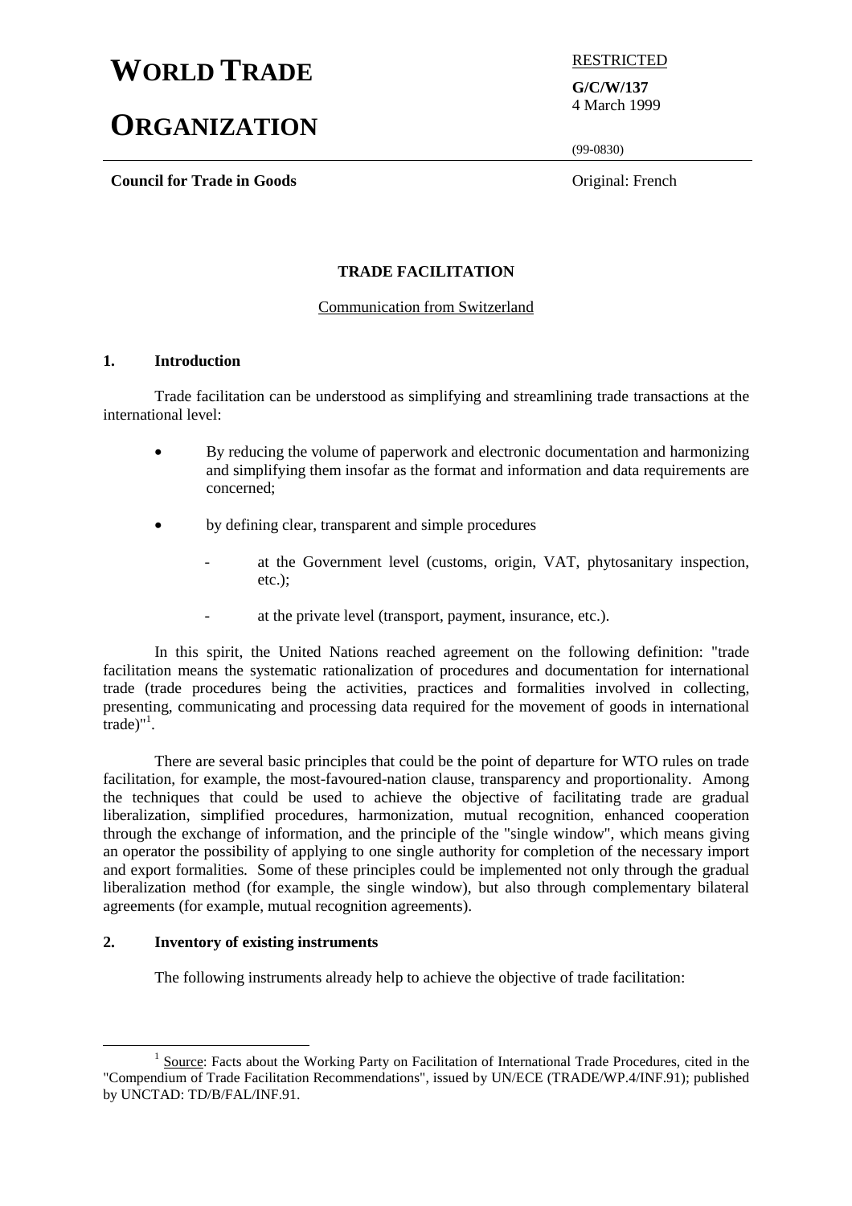# WORLD TRADE ORGANIZATION

RESTRICTED

**G/C/W/137**
4 March 1999

(99-0830)

**Council for Trade in Goods**

Original: French

**TRADE FACILITATION**

Communication from Switzerland

## 1. Introduction

Trade facilitation can be understood as simplifying and streamlining trade transactions at the international level:

- By reducing the volume of paperwork and electronic documentation and harmonizing and simplifying them insofar as the format and information and data requirements are concerned;
- by defining clear, transparent and simple procedures
  - at the Government level (customs, origin, VAT, phytosanitary inspection, etc.);
  - at the private level (transport, payment, insurance, etc.).

In this spirit, the United Nations reached agreement on the following definition: "trade facilitation means the systematic rationalization of procedures and documentation for international trade (trade procedures being the activities, practices and formalities involved in collecting, presenting, communicating and processing data required for the movement of goods in international trade)"[1].

There are several basic principles that could be the point of departure for WTO rules on trade facilitation, for example, the most-favoured-nation clause, transparency and proportionality. Among the techniques that could be used to achieve the objective of facilitating trade are gradual liberalization, simplified procedures, harmonization, mutual recognition, enhanced cooperation through the exchange of information, and the principle of the "single window", which means giving an operator the possibility of applying to one single authority for completion of the necessary import and export formalities. Some of these principles could be implemented not only through the gradual liberalization method (for example, the single window), but also through complementary bilateral agreements (for example, mutual recognition agreements).

## 2. Inventory of existing instruments

The following instruments already help to achieve the objective of trade facilitation:

[1] Source: Facts about the Working Party on Facilitation of International Trade Procedures, cited in the "Compendium of Trade Facilitation Recommendations", issued by UN/ECE (TRADE/WP.4/INF.91); published by UNCTAD: TD/B/FAL/INF.91.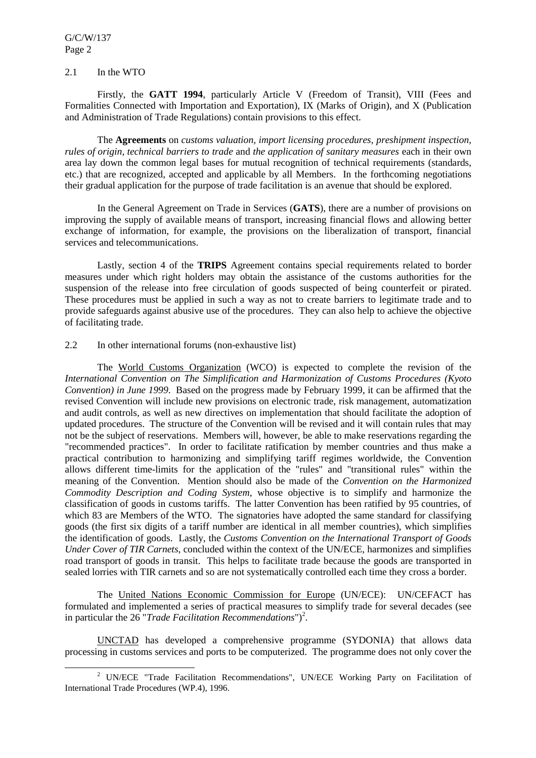## 2.1 In the WTO

Firstly, the **GATT 1994**, particularly Article V (Freedom of Transit), VIII (Fees and Formalities Connected with Importation and Exportation), IX (Marks of Origin), and X (Publication and Administration of Trade Regulations) contain provisions to this effect.

The **Agreements** on *customs valuation, import licensing procedures, preshipment inspection, rules of origin, technical barriers to trade* and *the application of sanitary measures* each in their own area lay down the common legal bases for mutual recognition of technical requirements (standards, etc.) that are recognized, accepted and applicable by all Members. In the forthcoming negotiations their gradual application for the purpose of trade facilitation is an avenue that should be explored.

In the General Agreement on Trade in Services (**GATS**), there are a number of provisions on improving the supply of available means of transport, increasing financial flows and allowing better exchange of information, for example, the provisions on the liberalization of transport, financial services and telecommunications.

Lastly, section 4 of the **TRIPS** Agreement contains special requirements related to border measures under which right holders may obtain the assistance of the customs authorities for the suspension of the release into free circulation of goods suspected of being counterfeit or pirated. These procedures must be applied in such a way as not to create barriers to legitimate trade and to provide safeguards against abusive use of the procedures. They can also help to achieve the objective of facilitating trade.

## 2.2 In other international forums (non-exhaustive list)

The World Customs Organization (WCO) is expected to complete the revision of the *International Convention on The Simplification and Harmonization of Customs Procedures (Kyoto Convention) in June 1999*. Based on the progress made by February 1999, it can be affirmed that the revised Convention will include new provisions on electronic trade, risk management, automatization and audit controls, as well as new directives on implementation that should facilitate the adoption of updated procedures. The structure of the Convention will be revised and it will contain rules that may not be the subject of reservations. Members will, however, be able to make reservations regarding the "recommended practices". In order to facilitate ratification by member countries and thus make a practical contribution to harmonizing and simplifying tariff regimes worldwide, the Convention allows different time-limits for the application of the "rules" and "transitional rules" within the meaning of the Convention. Mention should also be made of the *Convention on the Harmonized Commodity Description and Coding System*, whose objective is to simplify and harmonize the classification of goods in customs tariffs. The latter Convention has been ratified by 95 countries, of which 83 are Members of the WTO. The signatories have adopted the same standard for classifying goods (the first six digits of a tariff number are identical in all member countries), which simplifies the identification of goods. Lastly, the *Customs Convention on the International Transport of Goods Under Cover of TIR Carnets*, concluded within the context of the UN/ECE, harmonizes and simplifies road transport of goods in transit. This helps to facilitate trade because the goods are transported in sealed lorries with TIR carnets and so are not systematically controlled each time they cross a border.

The United Nations Economic Commission for Europe (UN/ECE): UN/CEFACT has formulated and implemented a series of practical measures to simplify trade for several decades (see in particular the 26 "*Trade Facilitation Recommendations*")[2].

UNCTAD has developed a comprehensive programme (SYDONIA) that allows data processing in customs services and ports to be computerized. The programme does not only cover the

---

[2] UN/ECE "Trade Facilitation Recommendations", UN/ECE Working Party on Facilitation of International Trade Procedures (WP.4), 1996.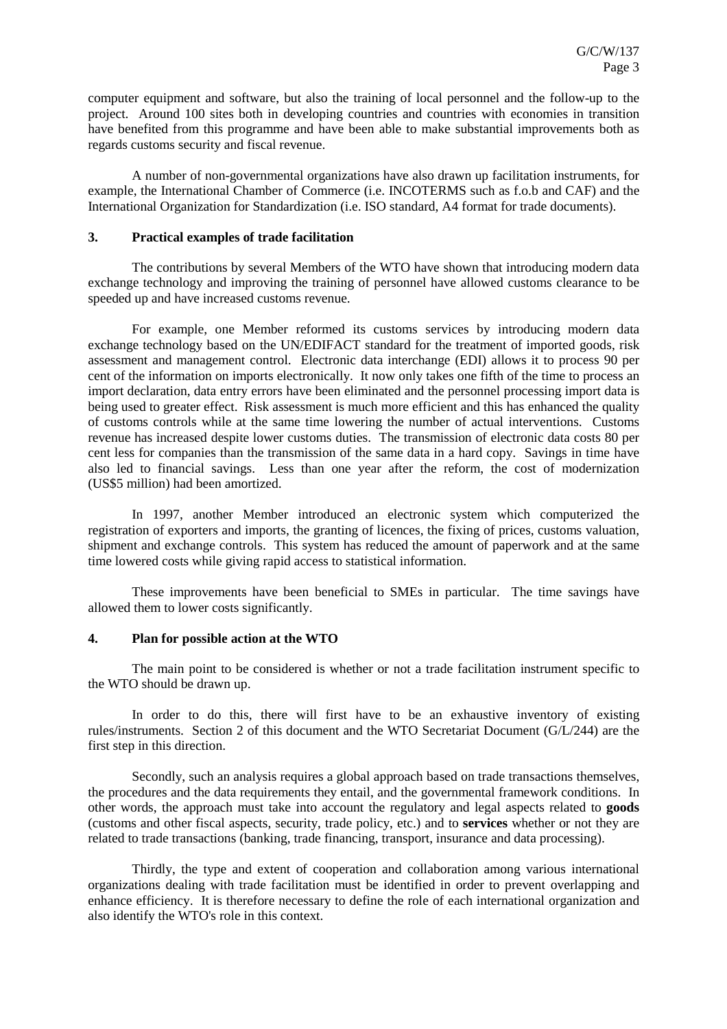computer equipment and software, but also the training of local personnel and the follow-up to the project. Around 100 sites both in developing countries and countries with economies in transition have benefited from this programme and have been able to make substantial improvements both as regards customs security and fiscal revenue.

A number of non-governmental organizations have also drawn up facilitation instruments, for example, the International Chamber of Commerce (i.e. INCOTERMS such as f.o.b and CAF) and the International Organization for Standardization (i.e. ISO standard, A4 format for trade documents).

## 3. Practical examples of trade facilitation

The contributions by several Members of the WTO have shown that introducing modern data exchange technology and improving the training of personnel have allowed customs clearance to be speeded up and have increased customs revenue.

For example, one Member reformed its customs services by introducing modern data exchange technology based on the UN/EDIFACT standard for the treatment of imported goods, risk assessment and management control. Electronic data interchange (EDI) allows it to process 90 per cent of the information on imports electronically. It now only takes one fifth of the time to process an import declaration, data entry errors have been eliminated and the personnel processing import data is being used to greater effect. Risk assessment is much more efficient and this has enhanced the quality of customs controls while at the same time lowering the number of actual interventions. Customs revenue has increased despite lower customs duties. The transmission of electronic data costs 80 per cent less for companies than the transmission of the same data in a hard copy. Savings in time have also led to financial savings. Less than one year after the reform, the cost of modernization (US$5 million) had been amortized.

In 1997, another Member introduced an electronic system which computerized the registration of exporters and imports, the granting of licences, the fixing of prices, customs valuation, shipment and exchange controls. This system has reduced the amount of paperwork and at the same time lowered costs while giving rapid access to statistical information.

These improvements have been beneficial to SMEs in particular. The time savings have allowed them to lower costs significantly.

## 4. Plan for possible action at the WTO

The main point to be considered is whether or not a trade facilitation instrument specific to the WTO should be drawn up.

In order to do this, there will first have to be an exhaustive inventory of existing rules/instruments. Section 2 of this document and the WTO Secretariat Document (G/L/244) are the first step in this direction.

Secondly, such an analysis requires a global approach based on trade transactions themselves, the procedures and the data requirements they entail, and the governmental framework conditions. In other words, the approach must take into account the regulatory and legal aspects related to **goods** (customs and other fiscal aspects, security, trade policy, etc.) and to **services** whether or not they are related to trade transactions (banking, trade financing, transport, insurance and data processing).

Thirdly, the type and extent of cooperation and collaboration among various international organizations dealing with trade facilitation must be identified in order to prevent overlapping and enhance efficiency. It is therefore necessary to define the role of each international organization and also identify the WTO's role in this context.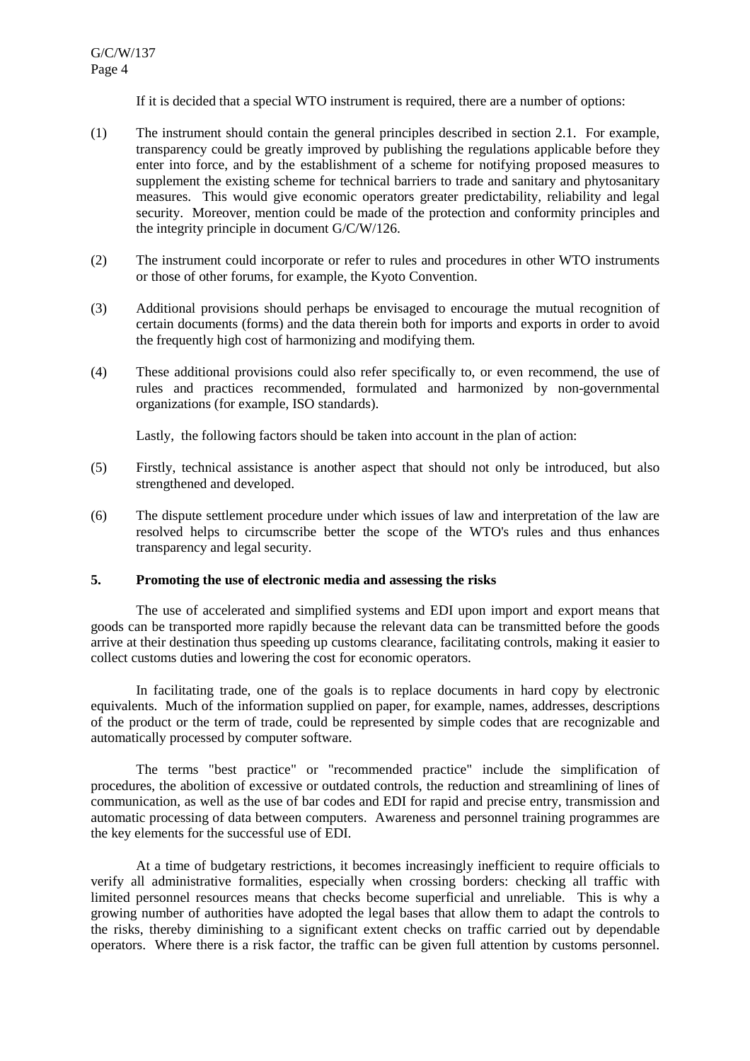If it is decided that a special WTO instrument is required, there are a number of options:

(1) The instrument should contain the general principles described in section 2.1. For example, transparency could be greatly improved by publishing the regulations applicable before they enter into force, and by the establishment of a scheme for notifying proposed measures to supplement the existing scheme for technical barriers to trade and sanitary and phytosanitary measures. This would give economic operators greater predictability, reliability and legal security. Moreover, mention could be made of the protection and conformity principles and the integrity principle in document G/C/W/126.

(2) The instrument could incorporate or refer to rules and procedures in other WTO instruments or those of other forums, for example, the Kyoto Convention.

(3) Additional provisions should perhaps be envisaged to encourage the mutual recognition of certain documents (forms) and the data therein both for imports and exports in order to avoid the frequently high cost of harmonizing and modifying them.

(4) These additional provisions could also refer specifically to, or even recommend, the use of rules and practices recommended, formulated and harmonized by non-governmental organizations (for example, ISO standards).

Lastly, the following factors should be taken into account in the plan of action:

(5) Firstly, technical assistance is another aspect that should not only be introduced, but also strengthened and developed.

(6) The dispute settlement procedure under which issues of law and interpretation of the law are resolved helps to circumscribe better the scope of the WTO's rules and thus enhances transparency and legal security.

## 5. Promoting the use of electronic media and assessing the risks

The use of accelerated and simplified systems and EDI upon import and export means that goods can be transported more rapidly because the relevant data can be transmitted before the goods arrive at their destination thus speeding up customs clearance, facilitating controls, making it easier to collect customs duties and lowering the cost for economic operators.

In facilitating trade, one of the goals is to replace documents in hard copy by electronic equivalents. Much of the information supplied on paper, for example, names, addresses, descriptions of the product or the term of trade, could be represented by simple codes that are recognizable and automatically processed by computer software.

The terms "best practice" or "recommended practice" include the simplification of procedures, the abolition of excessive or outdated controls, the reduction and streamlining of lines of communication, as well as the use of bar codes and EDI for rapid and precise entry, transmission and automatic processing of data between computers. Awareness and personnel training programmes are the key elements for the successful use of EDI.

At a time of budgetary restrictions, it becomes increasingly inefficient to require officials to verify all administrative formalities, especially when crossing borders: checking all traffic with limited personnel resources means that checks become superficial and unreliable. This is why a growing number of authorities have adopted the legal bases that allow them to adapt the controls to the risks, thereby diminishing to a significant extent checks on traffic carried out by dependable operators. Where there is a risk factor, the traffic can be given full attention by customs personnel.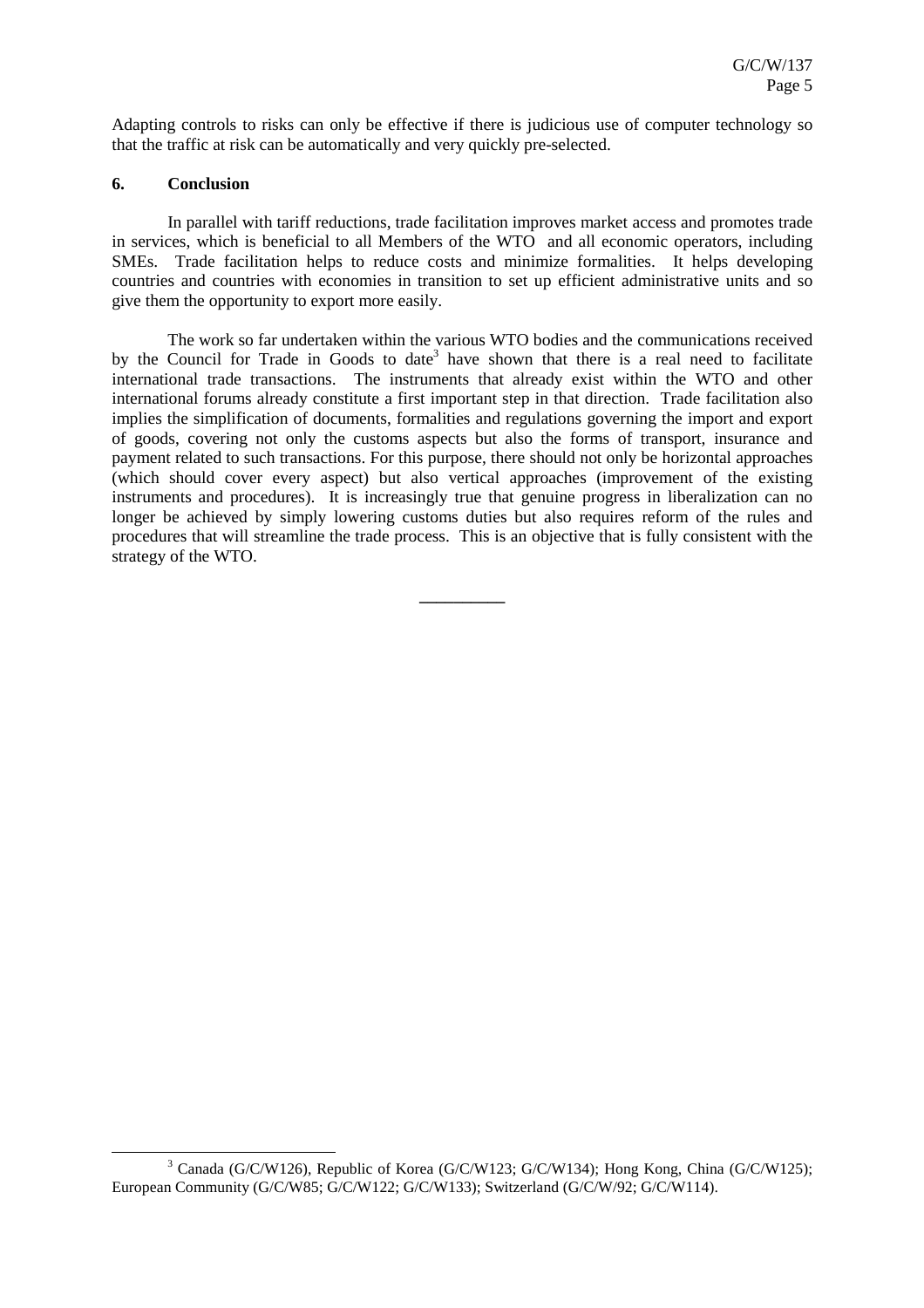Adapting controls to risks can only be effective if there is judicious use of computer technology so that the traffic at risk can be automatically and very quickly pre-selected.

## 6. Conclusion

In parallel with tariff reductions, trade facilitation improves market access and promotes trade in services, which is beneficial to all Members of the WTO and all economic operators, including SMEs. Trade facilitation helps to reduce costs and minimize formalities. It helps developing countries and countries with economies in transition to set up efficient administrative units and so give them the opportunity to export more easily.

The work so far undertaken within the various WTO bodies and the communications received by the Council for Trade in Goods to date[3] have shown that there is a real need to facilitate international trade transactions. The instruments that already exist within the WTO and other international forums already constitute a first important step in that direction. Trade facilitation also implies the simplification of documents, formalities and regulations governing the import and export of goods, covering not only the customs aspects but also the forms of transport, insurance and payment related to such transactions. For this purpose, there should not only be horizontal approaches (which should cover every aspect) but also vertical approaches (improvement of the existing instruments and procedures). It is increasingly true that genuine progress in liberalization can no longer be achieved by simply lowering customs duties but also requires reform of the rules and procedures that will streamline the trade process. This is an objective that is fully consistent with the strategy of the WTO.

---

[3] Canada (G/C/W126), Republic of Korea (G/C/W123; G/C/W134); Hong Kong, China (G/C/W125); European Community (G/C/W85; G/C/W122; G/C/W133); Switzerland (G/C/W/92; G/C/W114).